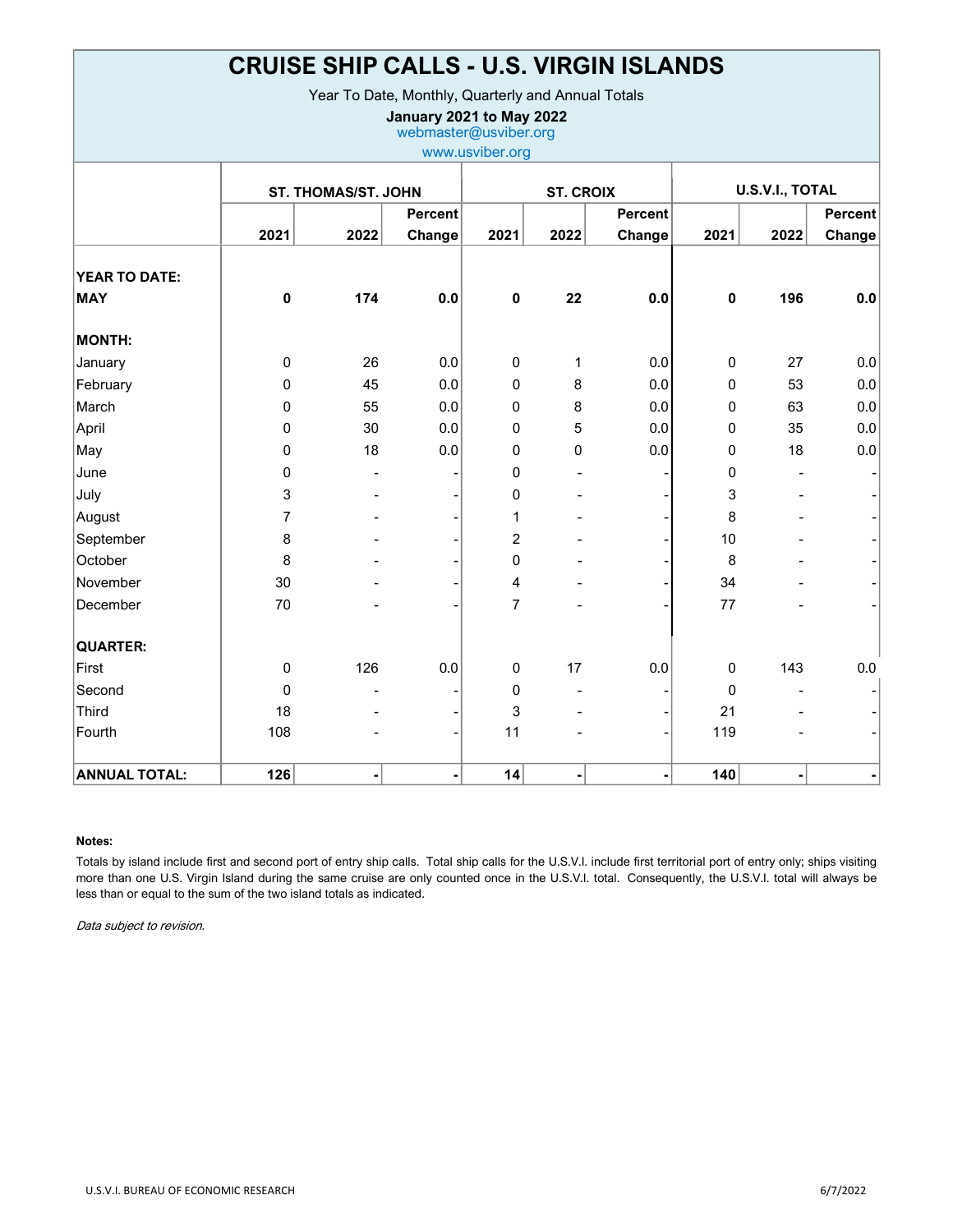# CRUISE SHIP CALLS - U.S. VIRGIN ISLANDS

Year To Date, Monthly, Quarterly and Annual Totals

**January 2021 to May 2022**

webmaster@usviber.org

www.usviber.org

| | ST. THOMAS/ST. JOHN | | | ST. CROIX | | | U.S.V.I., TOTAL | | |
|---|---|---|---|---|---|---|---|---|---|
| | 2021 | 2022 | Percent Change | 2021 | 2022 | Percent Change | 2021 | 2022 | Percent Change |
| **YEAR TO DATE:** | | | | | | | | | |
| **MAY** | **0** | **174** | **0.0** | **0** | **22** | **0.0** | **0** | **196** | **0.0** |
| **MONTH:** | | | | | | | | | |
| January | 0 | 26 | 0.0 | 0 | 1 | 0.0 | 0 | 27 | 0.0 |
| February | 0 | 45 | 0.0 | 0 | 8 | 0.0 | 0 | 53 | 0.0 |
| March | 0 | 55 | 0.0 | 0 | 8 | 0.0 | 0 | 63 | 0.0 |
| April | 0 | 30 | 0.0 | 0 | 5 | 0.0 | 0 | 35 | 0.0 |
| May | 0 | 18 | 0.0 | 0 | 0 | 0.0 | 0 | 18 | 0.0 |
| June | 0 | - | - | 0 | - | - | 0 | - | - |
| July | 3 | - | - | 0 | - | - | 3 | - | - |
| August | 7 | - | - | 1 | - | - | 8 | - | - |
| September | 8 | - | - | 2 | - | - | 10 | - | - |
| October | 8 | - | - | 0 | - | - | 8 | - | - |
| November | 30 | - | - | 4 | - | - | 34 | - | - |
| December | 70 | - | - | 7 | - | - | 77 | - | - |
| **QUARTER:** | | | | | | | | | |
| First | 0 | 126 | 0.0 | 0 | 17 | 0.0 | 0 | 143 | 0.0 |
| Second | 0 | - | - | 0 | - | - | 0 | - | - |
| Third | 18 | - | - | 3 | - | - | 21 | - | - |
| Fourth | 108 | - | - | 11 | - | - | 119 | - | - |
| **ANNUAL TOTAL:** | **126** | **-** | **-** | **14** | **-** | **-** | **140** | **-** | **-** |

**Notes:**

Totals by island include first and second port of entry ship calls. Total ship calls for the U.S.V.I. include first territorial port of entry only; ships visiting more than one U.S. Virgin Island during the same cruise are only counted once in the U.S.V.I. total. Consequently, the U.S.V.I. total will always be less than or equal to the sum of the two island totals as indicated.

*Data subject to revision.*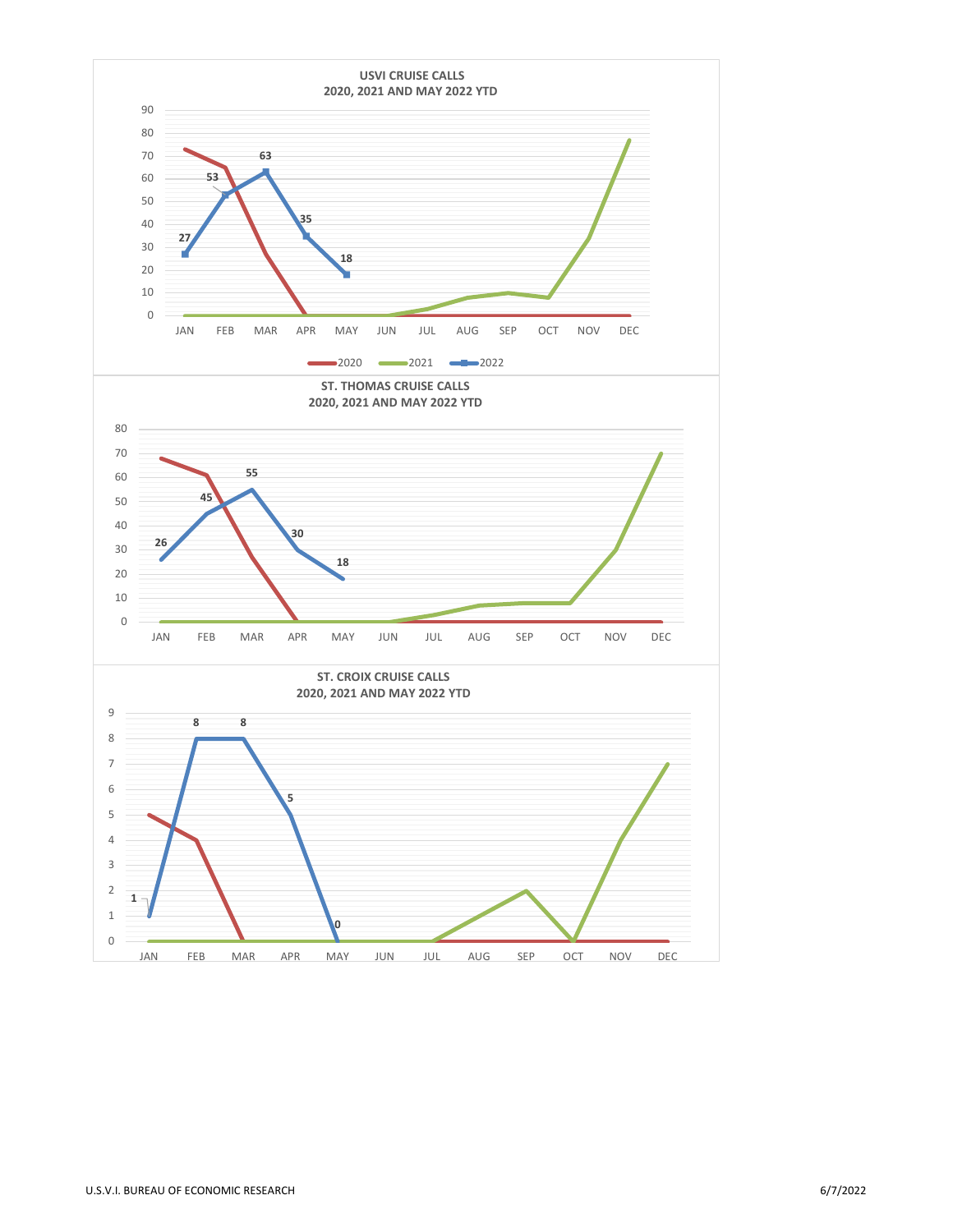USVI CRUISE CALLS
2020, 2021 AND MAY 2022 YTD

90
80
70
60
50
40
30
20
10
0

JAN FEB MAR APR MAY JUN JUL AUG SEP OCT NOV DEC

27 53 63 35 18

2020 2021 2022

ST. THOMAS CRUISE CALLS
2020, 2021 AND MAY 2022 YTD

80
70
60
50
40
30
20
10
0

JAN FEB MAR APR MAY JUN JUL AUG SEP OCT NOV DEC

26 45 55 30 18

ST. CROIX CRUISE CALLS
2020, 2021 AND MAY 2022 YTD

9
8
7
6
5
4
3
2
1
0

JAN FEB MAR APR MAY JUN JUL AUG SEP OCT NOV DEC

1 8 8 5 0